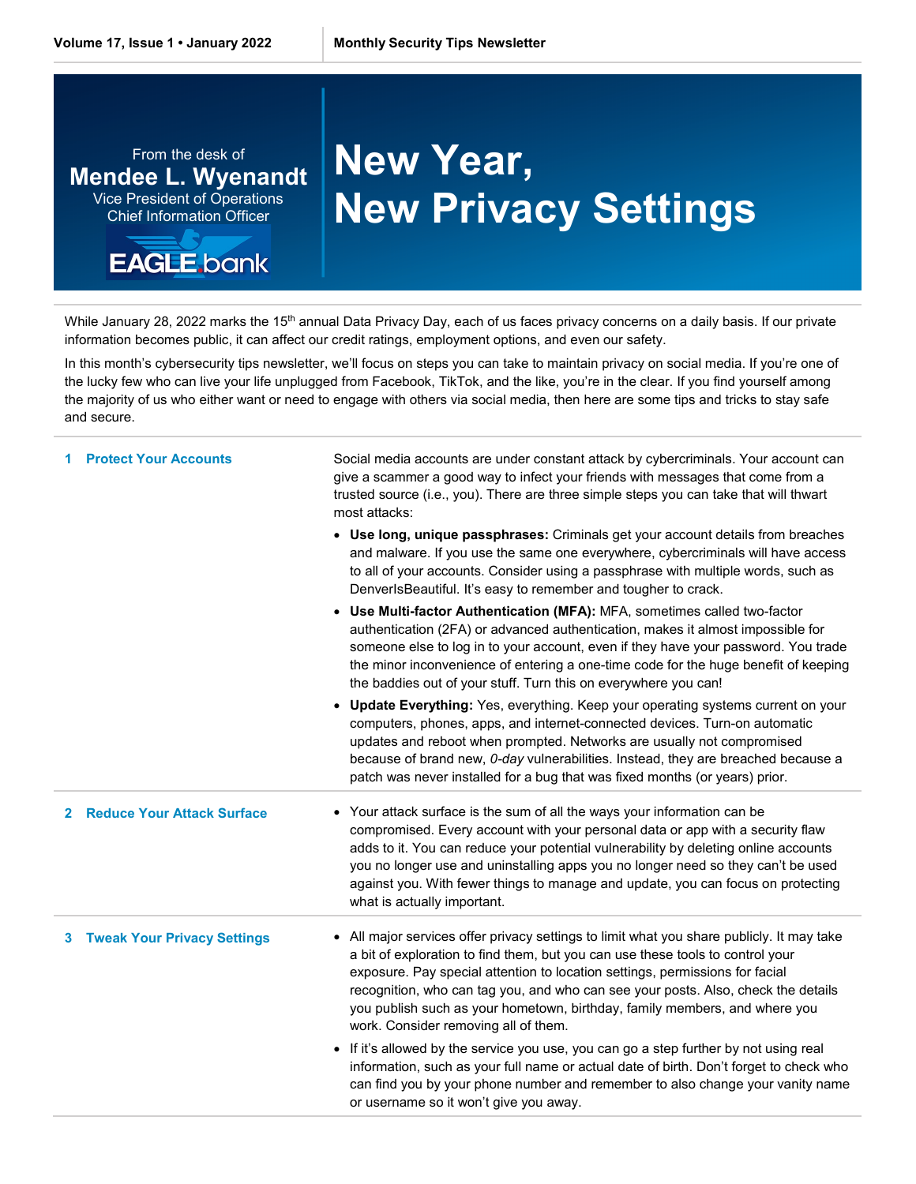From the desk of
**Mendee L. Wyenandt**
Vice President of Operations
Chief Information Officer

EAGLE bank

# New Year, New Privacy Settings

While January 28, 2022 marks the 15th annual Data Privacy Day, each of us faces privacy concerns on a daily basis. If our private information becomes public, it can affect our credit ratings, employment options, and even our safety.

In this month's cybersecurity tips newsletter, we'll focus on steps you can take to maintain privacy on social media. If you're one of the lucky few who can live your life unplugged from Facebook, TikTok, and the like, you're in the clear. If you find yourself among the majority of us who either want or need to engage with others via social media, then here are some tips and tricks to stay safe and secure.

## 1 Protect Your Accounts

Social media accounts are under constant attack by cybercriminals. Your account can give a scammer a good way to infect your friends with messages that come from a trusted source (i.e., you). There are three simple steps you can take that will thwart most attacks:

- **Use long, unique passphrases:** Criminals get your account details from breaches and malware. If you use the same one everywhere, cybercriminals will have access to all of your accounts. Consider using a passphrase with multiple words, such as DenverIsBeautiful. It's easy to remember and tougher to crack.
- **Use Multi-factor Authentication (MFA):** MFA, sometimes called two-factor authentication (2FA) or advanced authentication, makes it almost impossible for someone else to log in to your account, even if they have your password. You trade the minor inconvenience of entering a one-time code for the huge benefit of keeping the baddies out of your stuff. Turn this on everywhere you can!
- **Update Everything:** Yes, everything. Keep your operating systems current on your computers, phones, apps, and internet-connected devices. Turn-on automatic updates and reboot when prompted. Networks are usually not compromised because of brand new, *0-day* vulnerabilities. Instead, they are breached because a patch was never installed for a bug that was fixed months (or years) prior.

## 2 Reduce Your Attack Surface

- Your attack surface is the sum of all the ways your information can be compromised. Every account with your personal data or app with a security flaw adds to it. You can reduce your potential vulnerability by deleting online accounts you no longer use and uninstalling apps you no longer need so they can't be used against you. With fewer things to manage and update, you can focus on protecting what is actually important.

## 3 Tweak Your Privacy Settings

- All major services offer privacy settings to limit what you share publicly. It may take a bit of exploration to find them, but you can use these tools to control your exposure. Pay special attention to location settings, permissions for facial recognition, who can tag you, and who can see your posts. Also, check the details you publish such as your hometown, birthday, family members, and where you work. Consider removing all of them.
- If it's allowed by the service you use, you can go a step further by not using real information, such as your full name or actual date of birth. Don't forget to check who can find you by your phone number and remember to also change your vanity name or username so it won't give you away.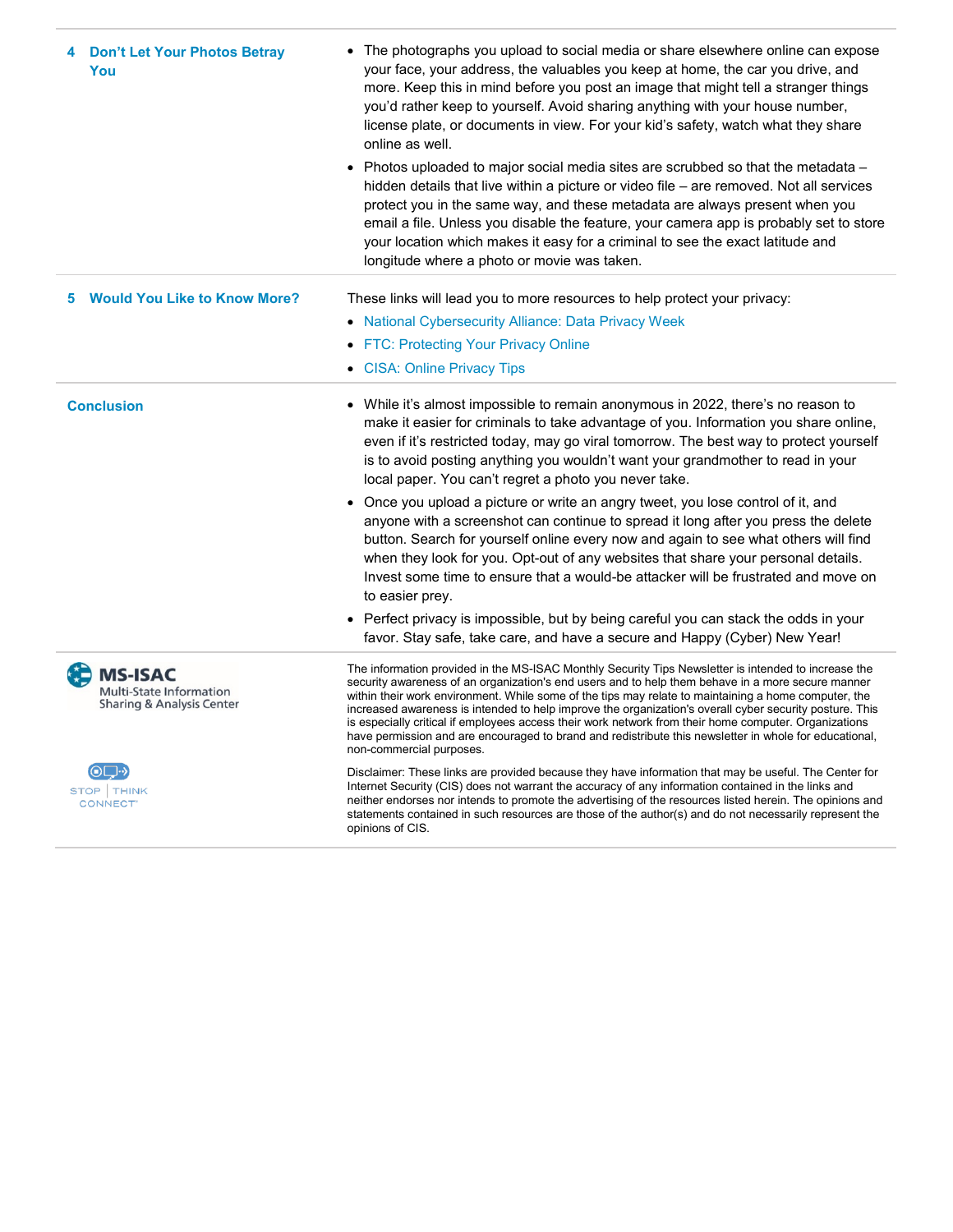## 4 Don't Let Your Photos Betray You

- The photographs you upload to social media or share elsewhere online can expose your face, your address, the valuables you keep at home, the car you drive, and more. Keep this in mind before you post an image that might tell a stranger things you'd rather keep to yourself. Avoid sharing anything with your house number, license plate, or documents in view. For your kid's safety, watch what they share online as well.
- Photos uploaded to major social media sites are scrubbed so that the metadata – hidden details that live within a picture or video file – are removed. Not all services protect you in the same way, and these metadata are always present when you email a file. Unless you disable the feature, your camera app is probably set to store your location which makes it easy for a criminal to see the exact latitude and longitude where a photo or movie was taken.

## 5 Would You Like to Know More?

These links will lead you to more resources to help protect your privacy:

- National Cybersecurity Alliance: Data Privacy Week
- FTC: Protecting Your Privacy Online
- CISA: Online Privacy Tips

## Conclusion

- While it's almost impossible to remain anonymous in 2022, there's no reason to make it easier for criminals to take advantage of you. Information you share online, even if it's restricted today, may go viral tomorrow. The best way to protect yourself is to avoid posting anything you wouldn't want your grandmother to read in your local paper. You can't regret a photo you never take.
- Once you upload a picture or write an angry tweet, you lose control of it, and anyone with a screenshot can continue to spread it long after you press the delete button. Search for yourself online every now and again to see what others will find when they look for you. Opt-out of any websites that share your personal details. Invest some time to ensure that a would-be attacker will be frustrated and move on to easier prey.
- Perfect privacy is impossible, but by being careful you can stack the odds in your favor. Stay safe, take care, and have a secure and Happy (Cyber) New Year!

MS-ISAC
Multi-State Information Sharing & Analysis Center

STOP | THINK CONNECT

The information provided in the MS-ISAC Monthly Security Tips Newsletter is intended to increase the security awareness of an organization's end users and to help them behave in a more secure manner within their work environment. While some of the tips may relate to maintaining a home computer, the increased awareness is intended to help improve the organization's overall cyber security posture. This is especially critical if employees access their work network from their home computer. Organizations have permission and are encouraged to brand and redistribute this newsletter in whole for educational, non-commercial purposes.

Disclaimer: These links are provided because they have information that may be useful. The Center for Internet Security (CIS) does not warrant the accuracy of any information contained in the links and neither endorses nor intends to promote the advertising of the resources listed herein. The opinions and statements contained in such resources are those of the author(s) and do not necessarily represent the opinions of CIS.